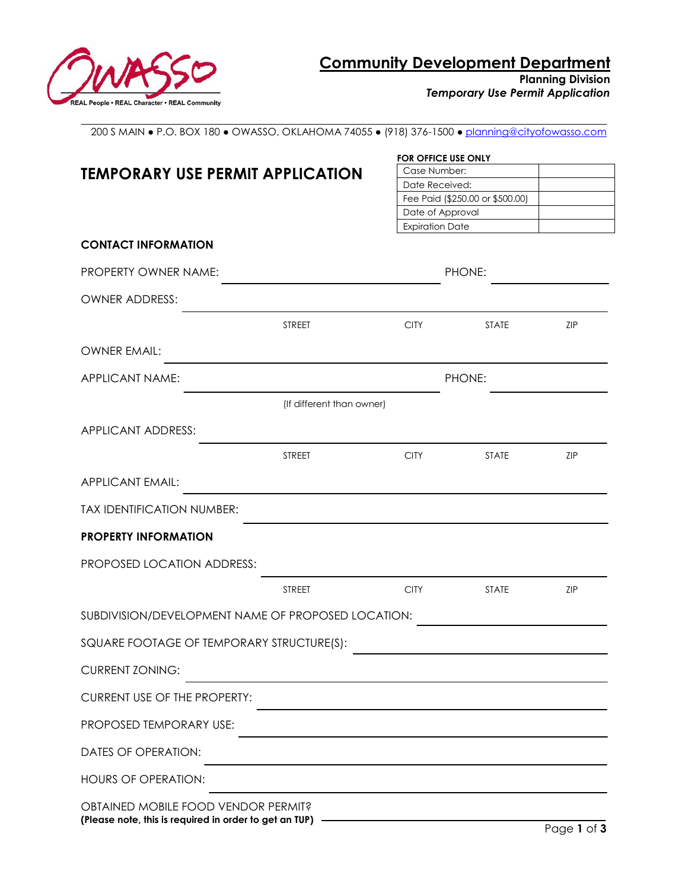OWASSO
REAL People • REAL Character • REAL Community

# Community Development Department

**Planning Division**
***Temporary Use Permit Application***

200 S MAIN ● P.O. BOX 180 ● OWASSO, OKLAHOMA 74055 ● (918) 376-1500 ● planning@cityofowasso.com

## TEMPORARY USE PERMIT APPLICATION

**FOR OFFICE USE ONLY**

| | |
|---|---|
| Case Number: | |
| Date Received: | |
| Fee Paid ($250.00 or $500.00) | |
| Date of Approval | |
| Expiration Date | |

### CONTACT INFORMATION

PROPERTY OWNER NAME: ______________________ PHONE: ____________

OWNER ADDRESS: ______________________________________________
STREET CITY STATE ZIP

OWNER EMAIL: ______________________________________________

APPLICANT NAME: ______________________ PHONE: ____________
(If different than owner)

APPLICANT ADDRESS: ______________________________________________
STREET CITY STATE ZIP

APPLICANT EMAIL: ______________________________________________

TAX IDENTIFICATION NUMBER: ______________________________________________

### PROPERTY INFORMATION

PROPOSED LOCATION ADDRESS: ______________________________________________
STREET CITY STATE ZIP

SUBDIVISION/DEVELOPMENT NAME OF PROPOSED LOCATION: ______________________

SQUARE FOOTAGE OF TEMPORARY STRUCTURE(S): ______________________

CURRENT ZONING: ______________________________________________

CURRENT USE OF THE PROPERTY: ______________________________________________

PROPOSED TEMPORARY USE: ______________________________________________

DATES OF OPERATION: ______________________________________________

HOURS OF OPERATION: ______________________________________________

OBTAINED MOBILE FOOD VENDOR PERMIT?
**(Please note, this is required in order to get an TUP)** ______________________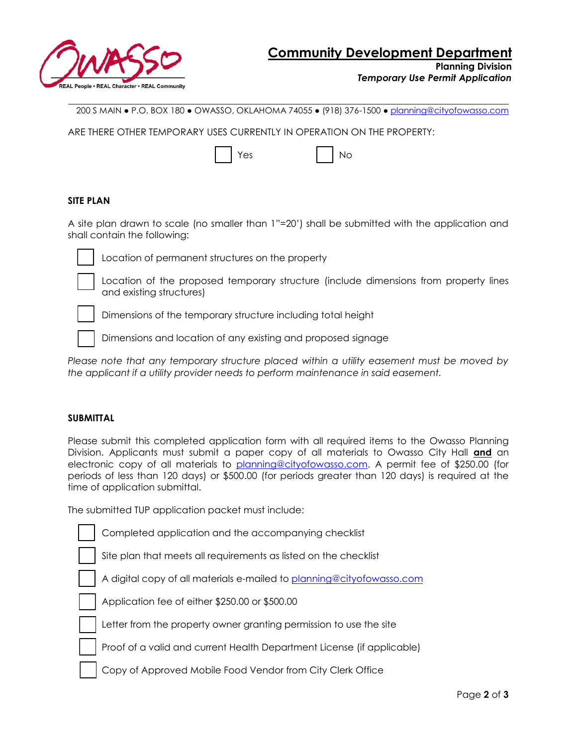ARE THERE OTHER TEMPORARY USES CURRENTLY IN OPERATION ON THE PROPERTY:

☐ Yes ☐ No

## SITE PLAN

A site plan drawn to scale (no smaller than 1"=20') shall be submitted with the application and shall contain the following:

- ☐ Location of permanent structures on the property
- ☐ Location of the proposed temporary structure (include dimensions from property lines and existing structures)
- ☐ Dimensions of the temporary structure including total height
- ☐ Dimensions and location of any existing and proposed signage

*Please note that any temporary structure placed within a utility easement must be moved by the applicant if a utility provider needs to perform maintenance in said easement.*

## SUBMITTAL

Please submit this completed application form with all required items to the Owasso Planning Division. Applicants must submit a paper copy of all materials to Owasso City Hall **and** an electronic copy of all materials to planning@cityofowasso.com. A permit fee of $250.00 (for periods of less than 120 days) or $500.00 (for periods greater than 120 days) is required at the time of application submittal.

The submitted TUP application packet must include:

- ☐ Completed application and the accompanying checklist
- ☐ Site plan that meets all requirements as listed on the checklist
- ☐ A digital copy of all materials e-mailed to planning@cityofowasso.com
- ☐ Application fee of either $250.00 or $500.00
- ☐ Letter from the property owner granting permission to use the site
- ☐ Proof of a valid and current Health Department License (if applicable)
- ☐ Copy of Approved Mobile Food Vendor from City Clerk Office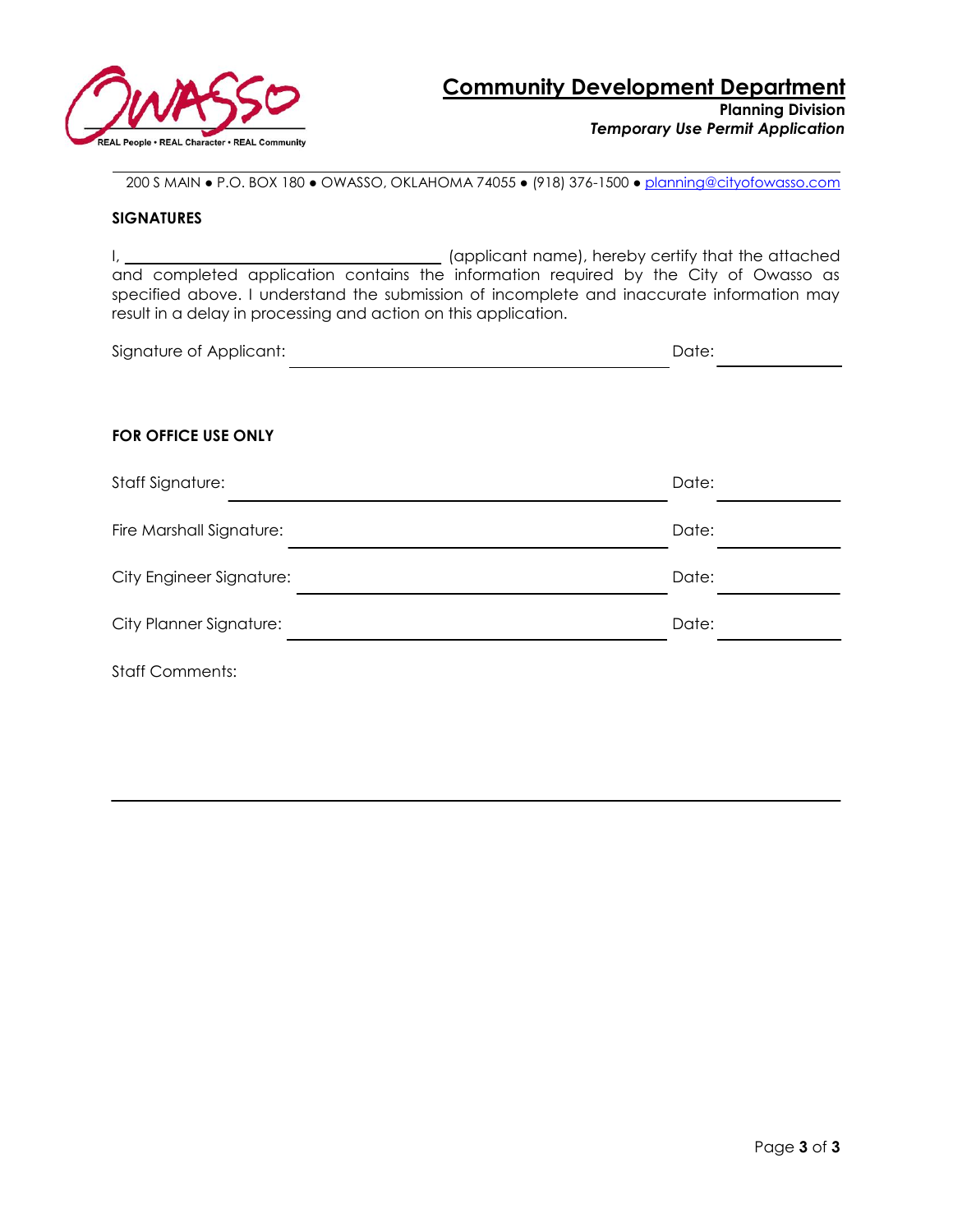# Community Development Department

**Planning Division**

***Temporary Use Permit Application***

200 S MAIN ● P.O. BOX 180 ● OWASSO, OKLAHOMA 74055 ● (918) 376-1500 ● planning@cityofowasso.com

**SIGNATURES**

I, ______________________________ (applicant name), hereby certify that the attached and completed application contains the information required by the City of Owasso as specified above. I understand the submission of incomplete and inaccurate information may result in a delay in processing and action on this application.

Signature of Applicant: ______________________________ Date: __________

**FOR OFFICE USE ONLY**

Staff Signature: ______________________________ Date: __________

Fire Marshall Signature: ______________________________ Date: __________

City Engineer Signature: ______________________________ Date: __________

City Planner Signature: ______________________________ Date: __________

Staff Comments: